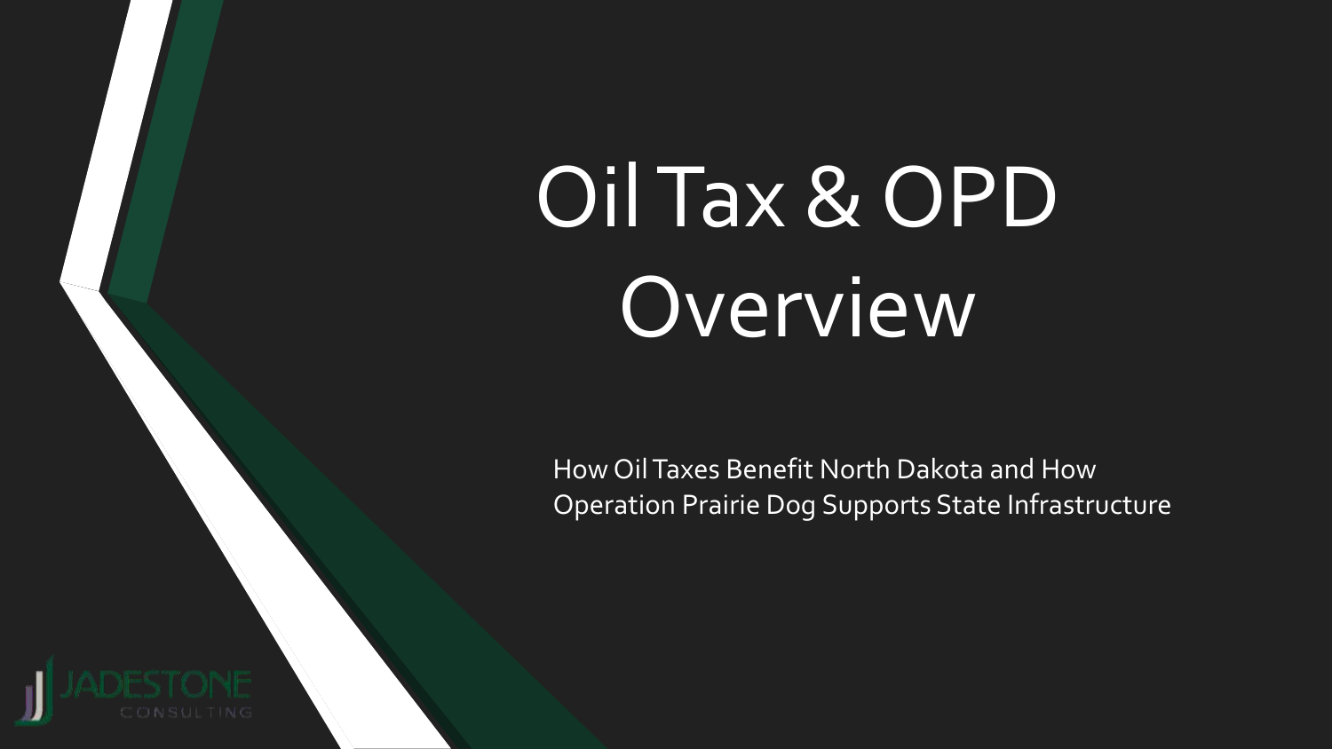# Oil Tax & OPD Overview

How Oil Taxes Benefit North Dakota and How Operation Prairie Dog Supports State Infrastructure

JADESTONE CONSULTING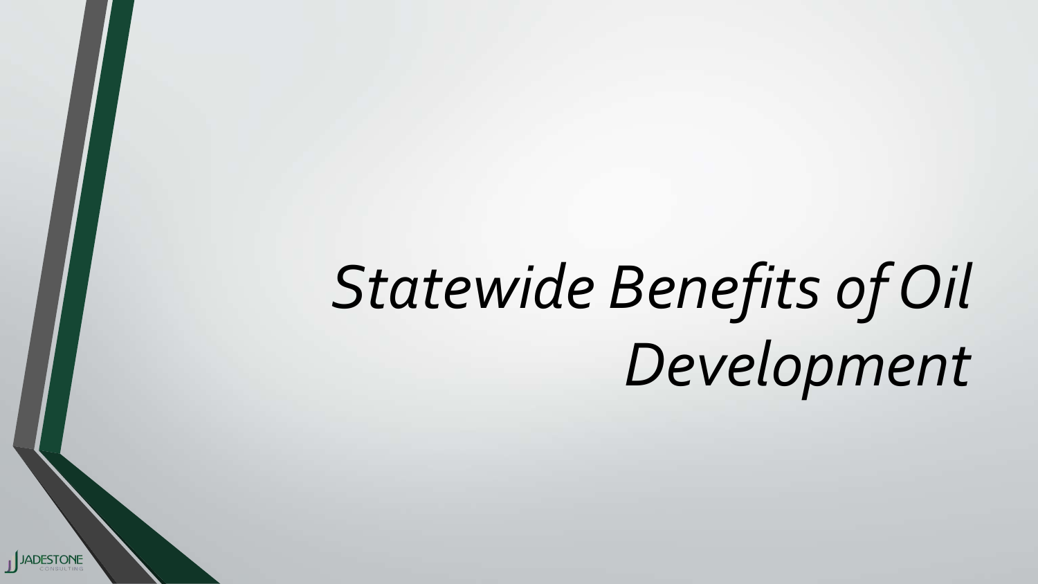# *Statewide Benefits of Oil Development*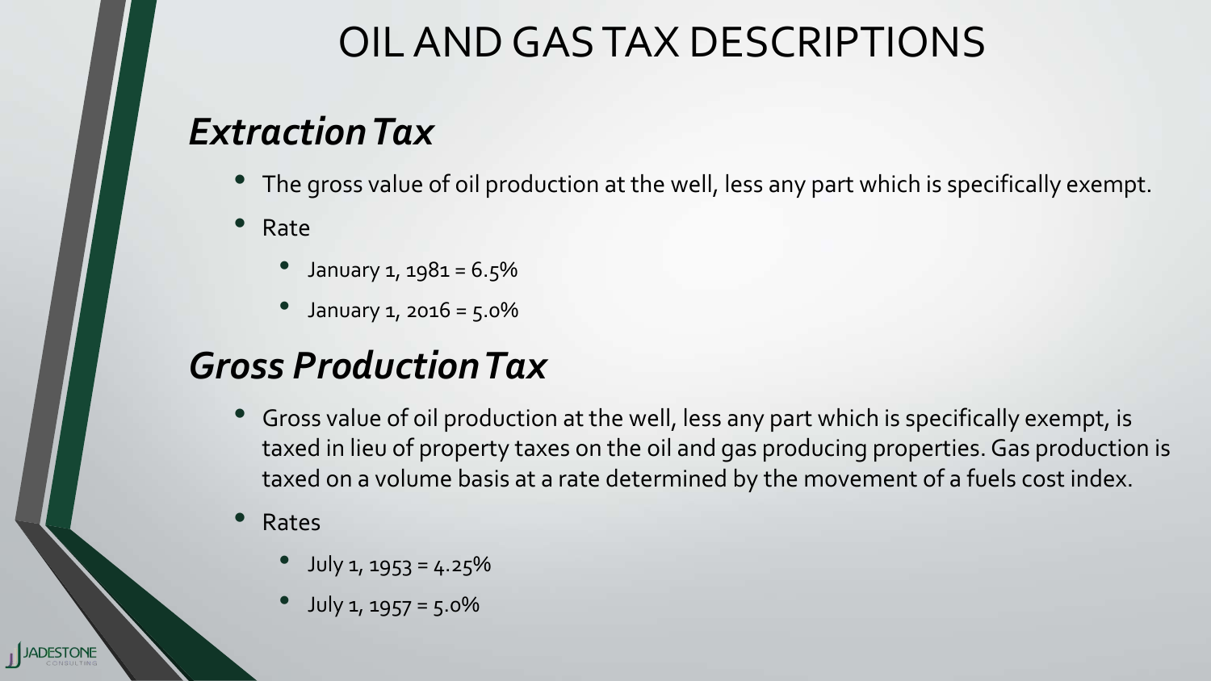# OIL AND GAS TAX DESCRIPTIONS

## *Extraction Tax*

- The gross value of oil production at the well, less any part which is specifically exempt.
- Rate
  - January 1, 1981 = 6.5%
  - January 1, 2016 = 5.0%

## *Gross Production Tax*

- Gross value of oil production at the well, less any part which is specifically exempt, is taxed in lieu of property taxes on the oil and gas producing properties. Gas production is taxed on a volume basis at a rate determined by the movement of a fuels cost index.
- Rates
  - July 1, 1953 = 4.25%
  - July 1, 1957 = 5.0%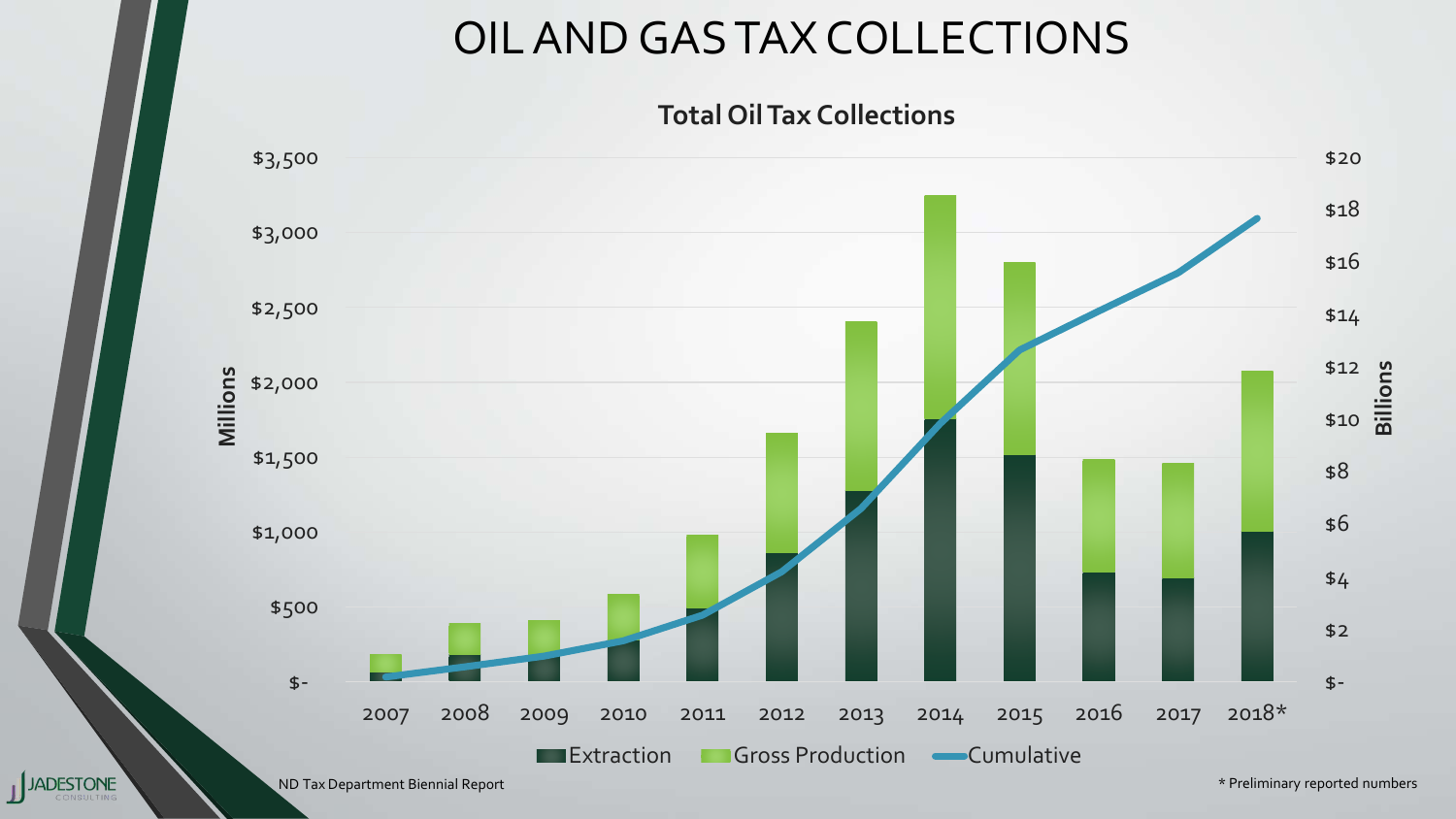# OIL AND GAS TAX COLLECTIONS

**Total Oil Tax Collections**

Millions: $3,500 · $3,000 · $2,500 · $2,000 · $1,500 · $1,000 · $500 · $-

Billions: $20 · $18 · $16 · $14 · $12 · $10 · $8 · $6 · $4 · $2 · $-

2007 · 2008 · 2009 · 2010 · 2011 · 2012 · 2013 · 2014 · 2015 · 2016 · 2017 · 2018*

Extraction · Gross Production · Cumulative

ND Tax Department Biennial Report

\* Preliminary reported numbers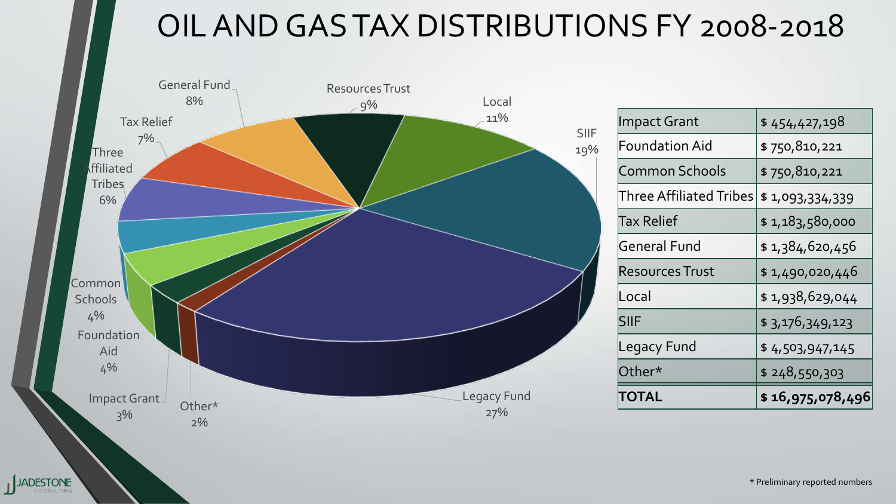# OIL AND GAS TAX DISTRIBUTIONS FY 2008-2018

General Fund 8%
Resources Trust 9%
Local 11%
SIIF 19%
Tax Relief 7%
Three Affiliated Tribes 6%
Common Schools 4%
Foundation Aid 4%
Impact Grant 3%
Other* 2%
Legacy Fund 27%

| Impact Grant | $ 454,427,198 |
|---|---|
| Foundation Aid | $ 750,810,221 |
| Common Schools | $ 750,810,221 |
| Three Affiliated Tribes | $ 1,093,334,339 |
| Tax Relief | $ 1,183,580,000 |
| General Fund | $ 1,384,620,456 |
| Resources Trust | $ 1,490,020,446 |
| Local | $ 1,938,629,044 |
| SIIF | $ 3,176,349,123 |
| Legacy Fund | $ 4,503,947,145 |
| Other* | $ 248,550,303 |
| **TOTAL** | **$ 16,975,078,496** |

* Preliminary reported numbers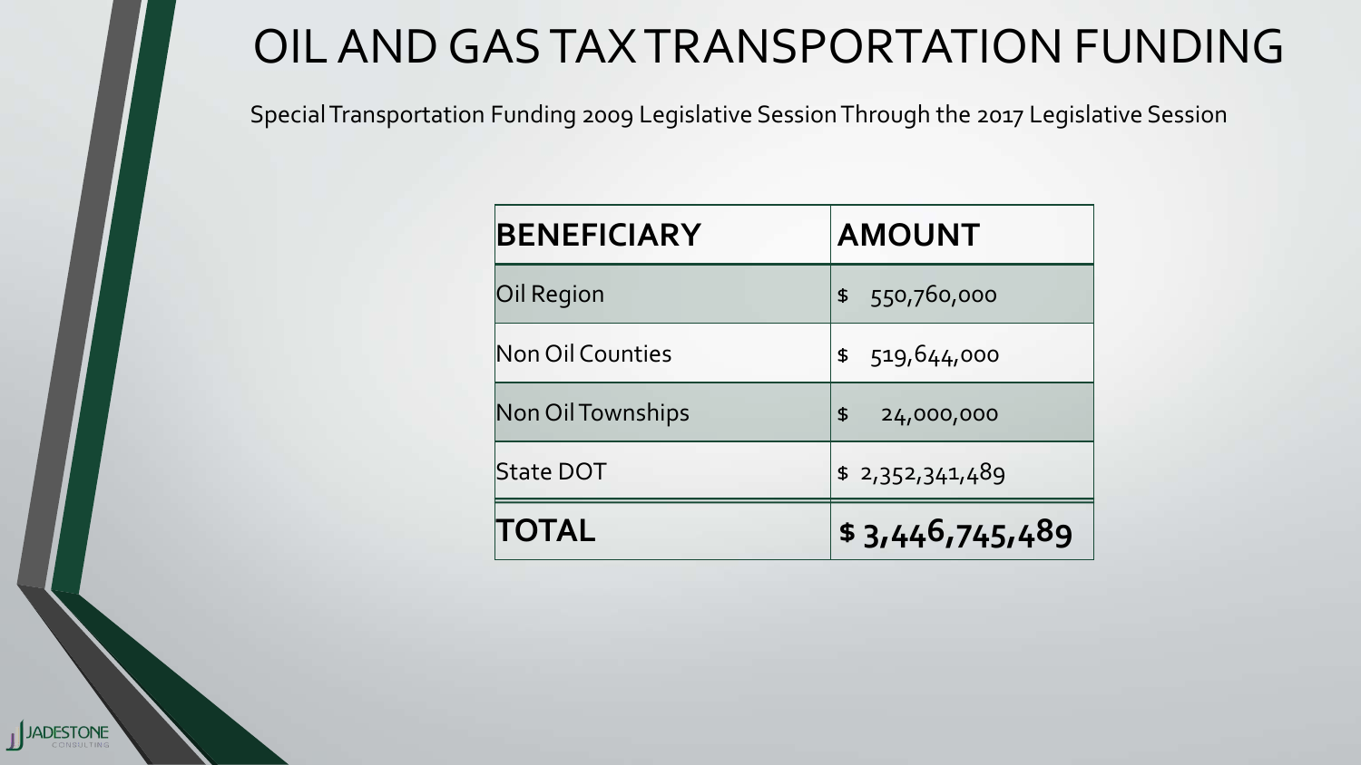# OIL AND GAS TAX TRANSPORTATION FUNDING

Special Transportation Funding 2009 Legislative Session Through the 2017 Legislative Session

| BENEFICIARY | AMOUNT |
|---|---|
| Oil Region | $ 550,760,000 |
| Non Oil Counties | $ 519,644,000 |
| Non Oil Townships | $ 24,000,000 |
| State DOT | $ 2,352,341,489 |
| **TOTAL** | **$ 3,446,745,489** |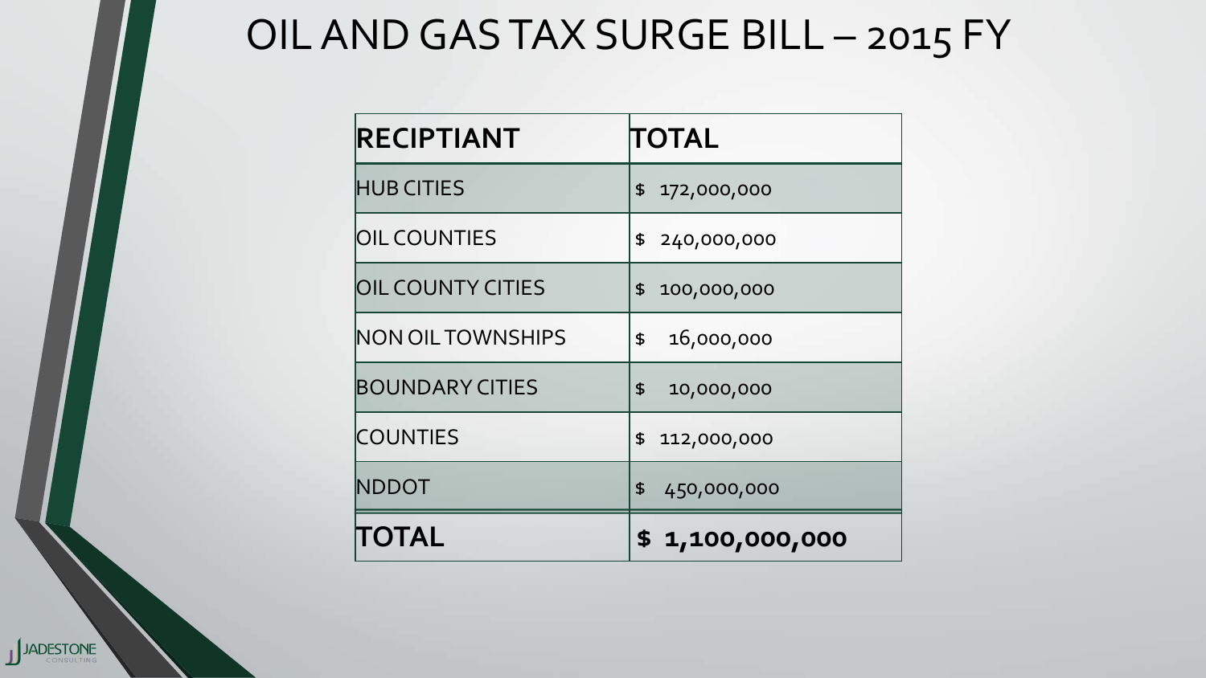# OIL AND GAS TAX SURGE BILL – 2015 FY

| RECIPTIANT | TOTAL |
|---|---|
| HUB CITIES | $ 172,000,000 |
| OIL COUNTIES | $ 240,000,000 |
| OIL COUNTY CITIES | $ 100,000,000 |
| NON OIL TOWNSHIPS | $ 16,000,000 |
| BOUNDARY CITIES | $ 10,000,000 |
| COUNTIES | $ 112,000,000 |
| NDDOT | $ 450,000,000 |
| **TOTAL** | **$ 1,100,000,000** |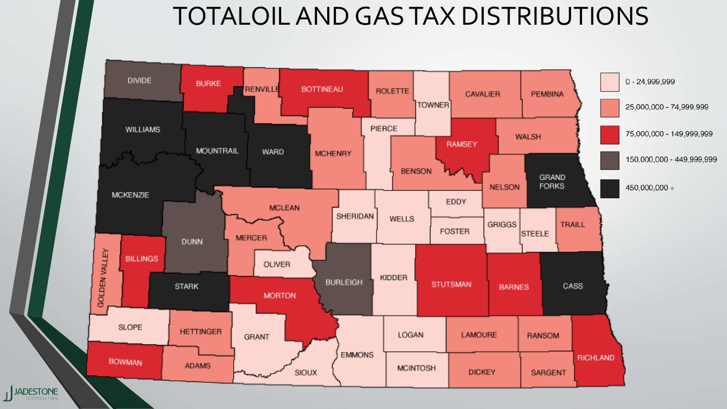# TOTALOIL AND GAS TAX DISTRIBUTIONS

| Legend |
| --- |
| 0 - 24,999,999 |
| 25,000,000 - 74,999,999 |
| 75,000,000 - 149,999,999 |
| 150,000,000 - 449,999,999 |
| 450,000,000 + |

DIVIDE, BURKE, RENVILLE, BOTTINEAU, ROLETTE, TOWNER, CAVALIER, PEMBINA, WILLIAMS, MOUNTRAIL, WARD, MCHENRY, PIERCE, RAMSEY, WALSH, BENSON, MCKENZIE, NELSON, GRAND FORKS, MCLEAN, SHERIDAN, WELLS, EDDY, FOSTER, GRIGGS, STEELE, TRAILL, DUNN, MERCER, GOLDEN VALLEY, BILLINGS, OLIVER, BURLEIGH, KIDDER, STUTSMAN, BARNES, CASS, STARK, MORTON, SLOPE, HETTINGER, GRANT, LOGAN, LAMOURE, RANSOM, RICHLAND, EMMONS, BOWMAN, ADAMS, SIOUX, MCINTOSH, DICKEY, SARGENT

JADESTONE CONSULTING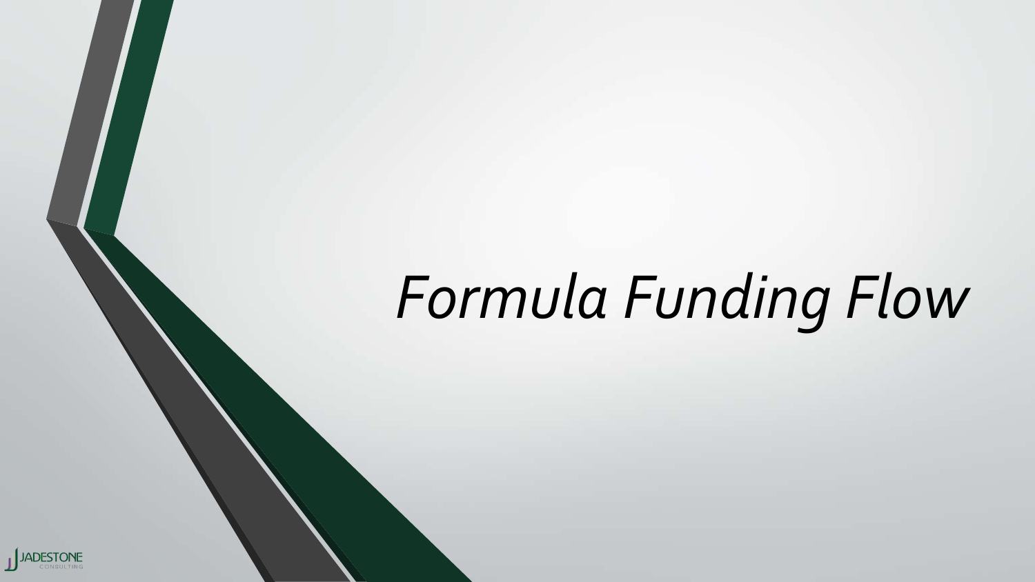# *Formula Funding Flow*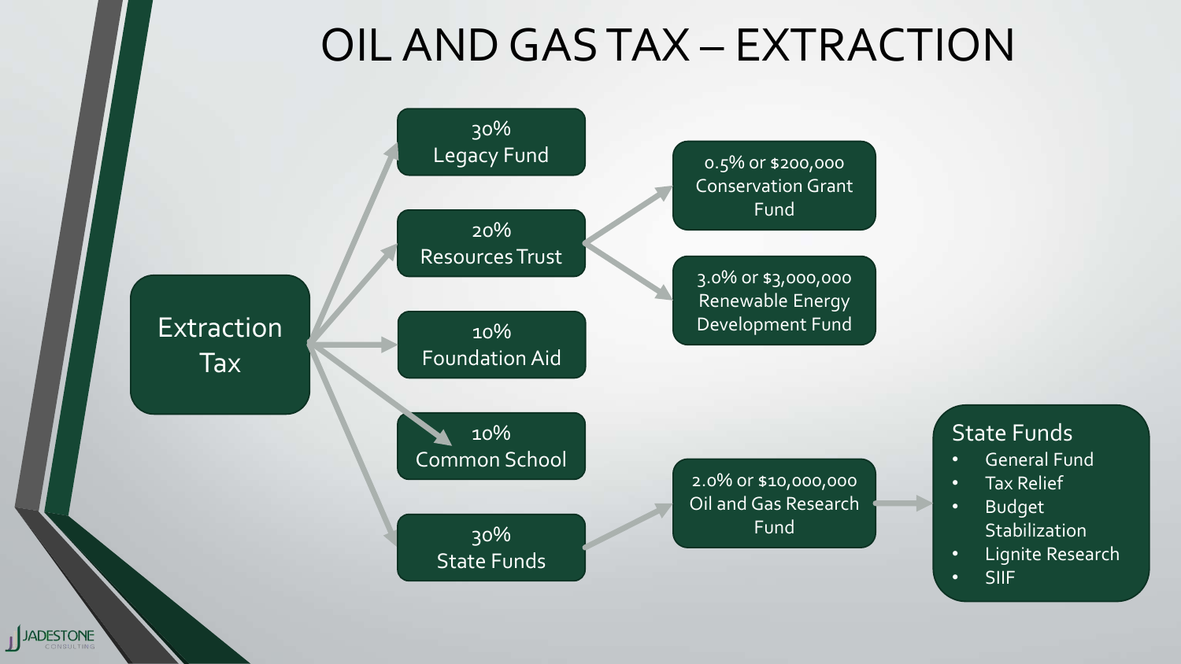# OIL AND GAS TAX – EXTRACTION

Extraction Tax

- 30% Legacy Fund
- 20% Resources Trust
  - 0.5% or $200,000 Conservation Grant Fund
  - 3.0% or $3,000,000 Renewable Energy Development Fund
- 10% Foundation Aid
- 10% Common School
- 30% State Funds
  - 2.0% or $10,000,000 Oil and Gas Research Fund

State Funds

- General Fund
- Tax Relief
- Budget Stabilization
- Lignite Research
- SIIF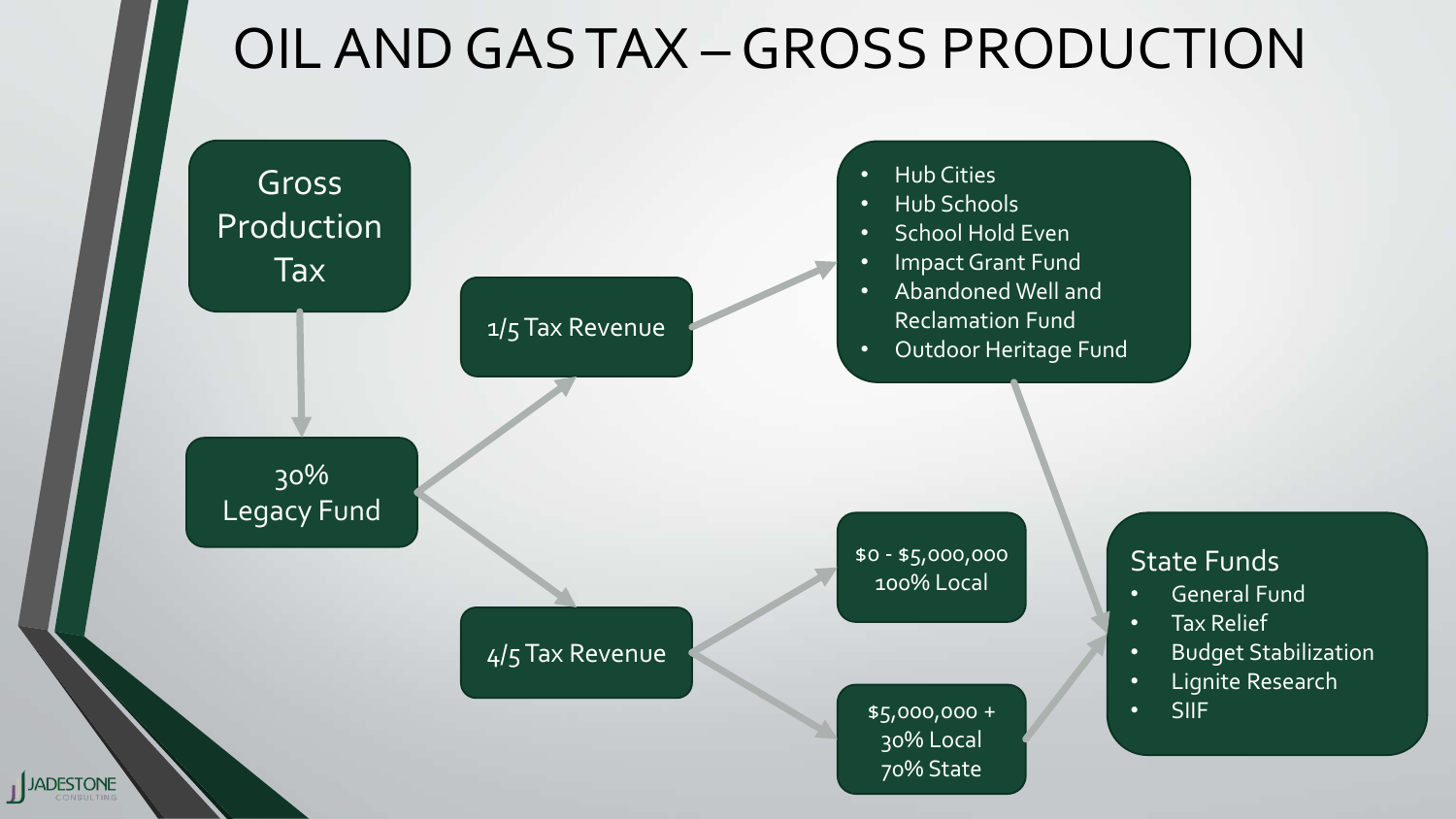# OIL AND GAS TAX – GROSS PRODUCTION

Gross Production Tax

30% Legacy Fund

1/5 Tax Revenue

- Hub Cities
- Hub Schools
- School Hold Even
- Impact Grant Fund
- Abandoned Well and Reclamation Fund
- Outdoor Heritage Fund

4/5 Tax Revenue

$0 - $5,000,000
100% Local

$5,000,000 +
30% Local
70% State

State Funds

- General Fund
- Tax Relief
- Budget Stabilization
- Lignite Research
- SIIF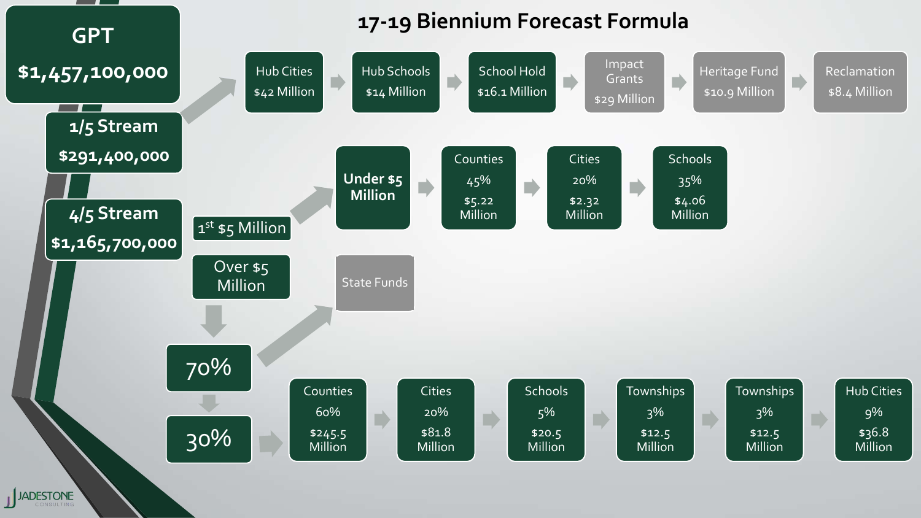# 17-19 Biennium Forecast Formula

**GPT**
**$1,457,100,000**

**1/5 Stream**
**$291,400,000**

Hub Cities $42 Million → Hub Schools $14 Million → School Hold $16.1 Million → Impact Grants $29 Million → Heritage Fund $10.9 Million → Reclamation $8.4 Million

**4/5 Stream**
**$1,165,700,000**

1st $5 Million → **Under $5 Million** → Counties 45% $5.22 Million → Cities 20% $2.32 Million → Schools 35% $4.06 Million

Over $5 Million → 70% → State Funds

30% → Counties 60% $245.5 Million → Cities 20% $81.8 Million → Schools 5% $20.5 Million → Townships 3% $12.5 Million → Townships 3% $12.5 Million → Hub Cities 9% $36.8 Million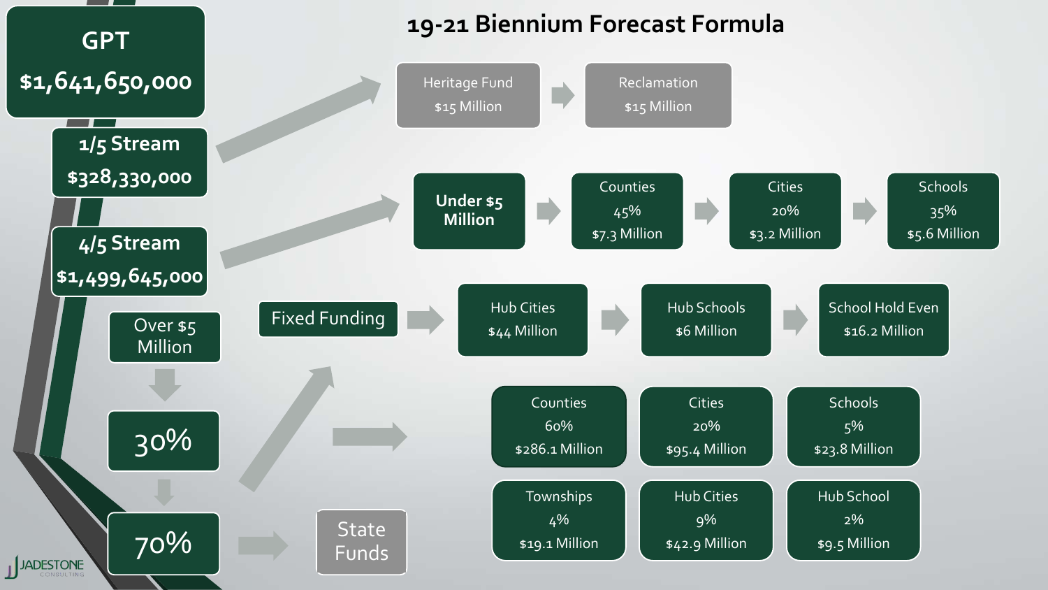# 19-21 Biennium Forecast Formula

**GPT**
**$1,641,650,000**

**1/5 Stream**
**$328,330,000**

- Heritage Fund — $15 Million → Reclamation — $15 Million

**4/5 Stream**
**$1,499,645,000**

- **Under $5 Million** → Counties 45% $7.3 Million → Cities 20% $3.2 Million → Schools 35% $5.6 Million

Over $5 Million

30%

- Fixed Funding → Hub Cities $44 Million → Hub Schools $6 Million → School Hold Even $16.2 Million

| Counties | Cities | Schools |
|---|---|---|
| 60% | 20% | 5% |
| $286.1 Million | $95.4 Million | $23.8 Million |

| Townships | Hub Cities | Hub School |
|---|---|---|
| 4% | 9% | 2% |
| $19.1 Million | $42.9 Million | $9.5 Million |

70% → State Funds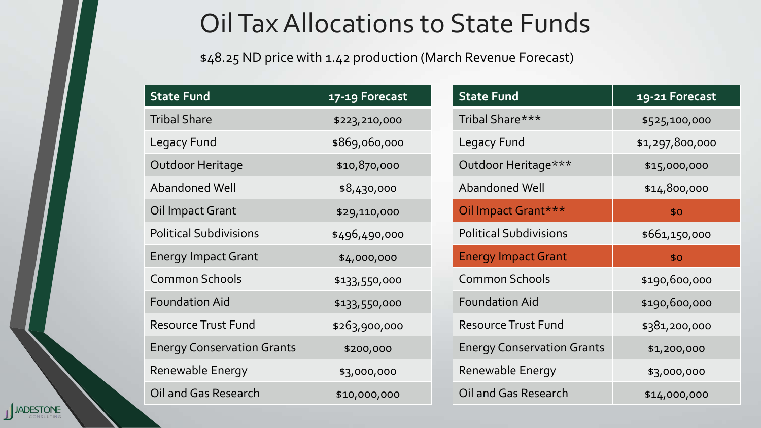# Oil Tax Allocations to State Funds

$48.25 ND price with 1.42 production (March Revenue Forecast)

| State Fund | 17-19 Forecast |
|---|---|
| Tribal Share | $223,210,000 |
| Legacy Fund | $869,060,000 |
| Outdoor Heritage | $10,870,000 |
| Abandoned Well | $8,430,000 |
| Oil Impact Grant | $29,110,000 |
| Political Subdivisions | $496,490,000 |
| Energy Impact Grant | $4,000,000 |
| Common Schools | $133,550,000 |
| Foundation Aid | $133,550,000 |
| Resource Trust Fund | $263,900,000 |
| Energy Conservation Grants | $200,000 |
| Renewable Energy | $3,000,000 |
| Oil and Gas Research | $10,000,000 |

| State Fund | 19-21 Forecast |
|---|---|
| Tribal Share*** | $525,100,000 |
| Legacy Fund | $1,297,800,000 |
| Outdoor Heritage*** | $15,000,000 |
| Abandoned Well | $14,800,000 |
| Oil Impact Grant*** | $0 |
| Political Subdivisions | $661,150,000 |
| Energy Impact Grant | $0 |
| Common Schools | $190,600,000 |
| Foundation Aid | $190,600,000 |
| Resource Trust Fund | $381,200,000 |
| Energy Conservation Grants | $1,200,000 |
| Renewable Energy | $3,000,000 |
| Oil and Gas Research | $14,000,000 |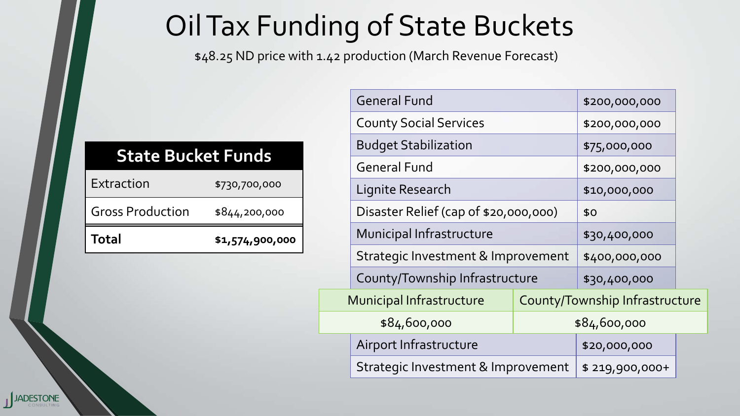# Oil Tax Funding of State Buckets

$48.25 ND price with 1.42 production (March Revenue Forecast)

| State Bucket Funds | |
|---|---|
| Extraction | $730,700,000 |
| Gross Production | $844,200,000 |
| **Total** | **$1,574,900,000** |

| | |
|---|---|
| General Fund | $200,000,000 |
| County Social Services | $200,000,000 |
| Budget Stabilization | $75,000,000 |
| General Fund | $200,000,000 |
| Lignite Research | $10,000,000 |
| Disaster Relief (cap of $20,000,000) | $0 |
| Municipal Infrastructure | $30,400,000 |
| Strategic Investment & Improvement | $400,000,000 |
| County/Township Infrastructure | $30,400,000 |

| Municipal Infrastructure | County/Township Infrastructure |
|---|---|
| $84,600,000 | $84,600,000 |

| | |
|---|---|
| Airport Infrastructure | $20,000,000 |
| Strategic Investment & Improvement | $ 219,900,000+ |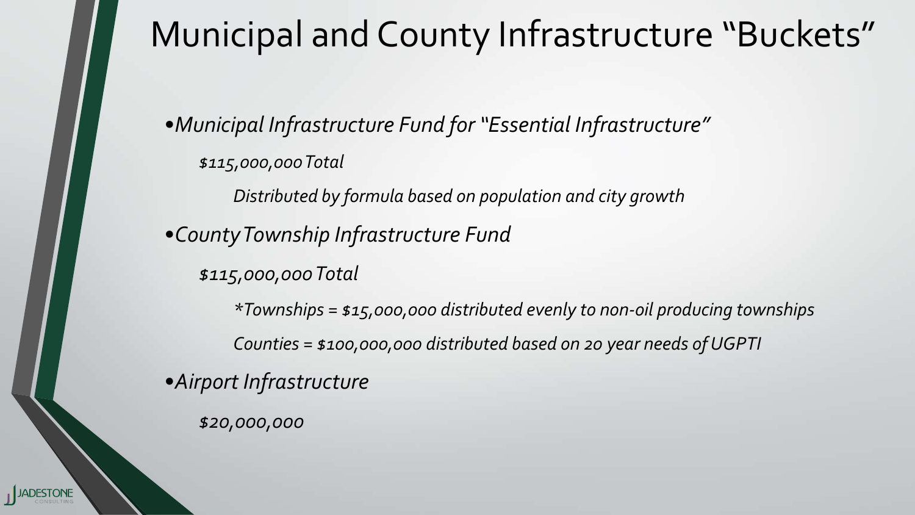# Municipal and County Infrastructure "Buckets"

- *Municipal Infrastructure Fund for "Essential Infrastructure"*
  - *$115,000,000 Total*
    - *Distributed by formula based on population and city growth*
- *County Township Infrastructure Fund*
  - *$115,000,000 Total*
    - *\*Townships = $15,000,000 distributed evenly to non-oil producing townships*
    - *Counties = $100,000,000 distributed based on 20 year needs of UGPTI*
- *Airport Infrastructure*
  - *$20,000,000*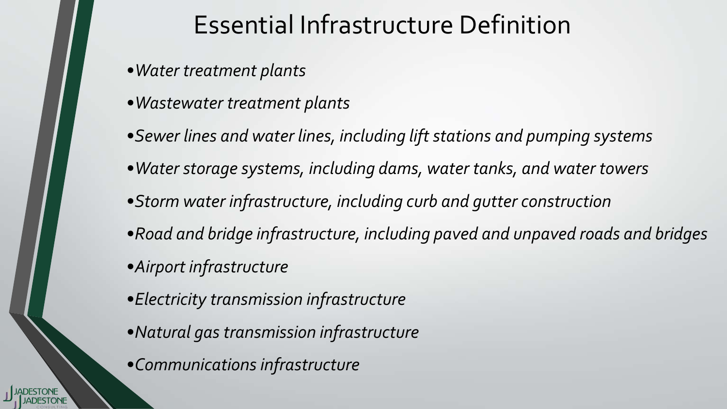# Essential Infrastructure Definition

- *Water treatment plants*
- *Wastewater treatment plants*
- *Sewer lines and water lines, including lift stations and pumping systems*
- *Water storage systems, including dams, water tanks, and water towers*
- *Storm water infrastructure, including curb and gutter construction*
- *Road and bridge infrastructure, including paved and unpaved roads and bridges*
- *Airport infrastructure*
- *Electricity transmission infrastructure*
- *Natural gas transmission infrastructure*
- *Communications infrastructure*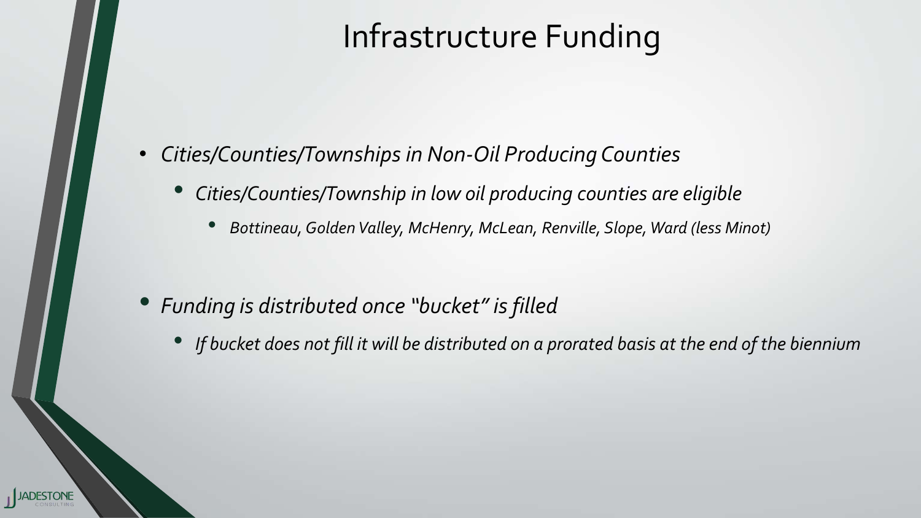# Infrastructure Funding

- *Cities/Counties/Townships in Non-Oil Producing Counties*
  - *Cities/Counties/Township in low oil producing counties are eligible*
    - *Bottineau, Golden Valley, McHenry, McLean, Renville, Slope, Ward (less Minot)*

- *Funding is distributed once "bucket" is filled*
  - *If bucket does not fill it will be distributed on a prorated basis at the end of the biennium*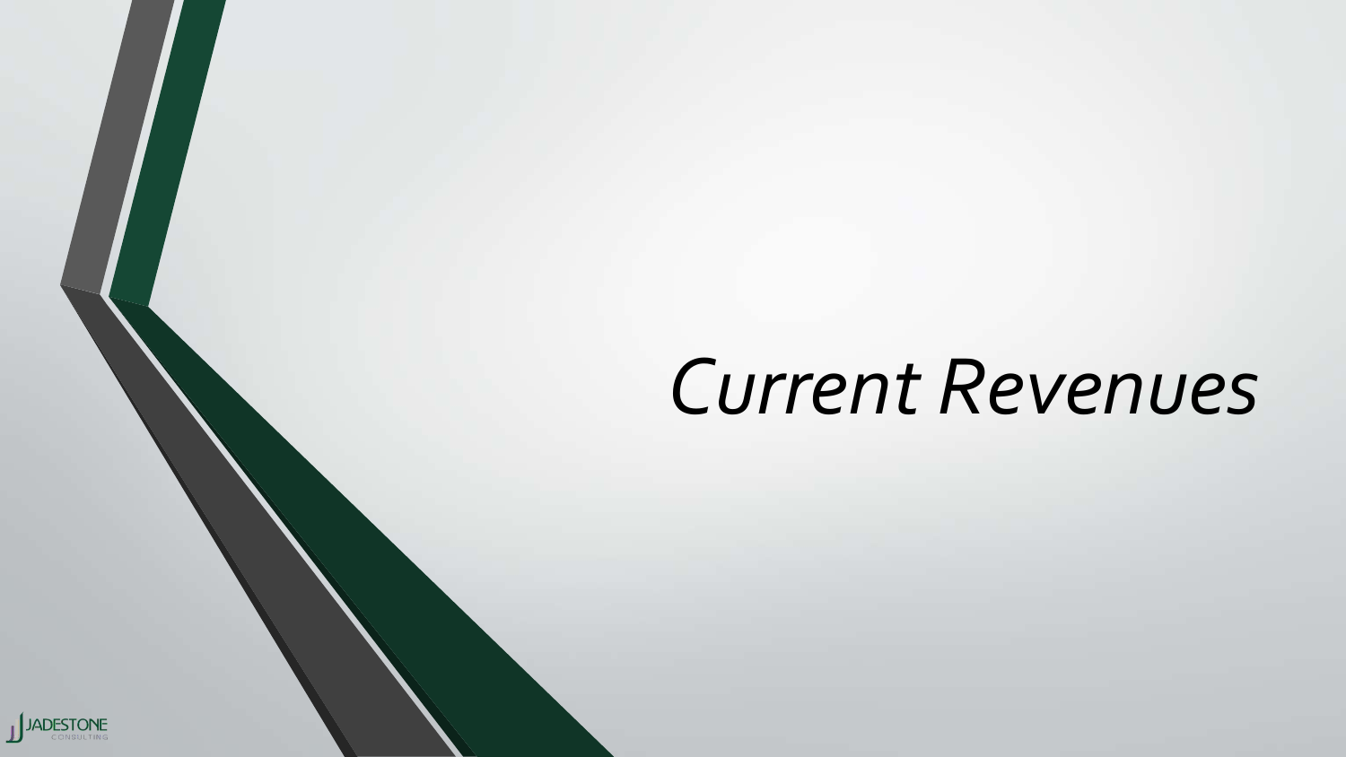# *Current Revenues*